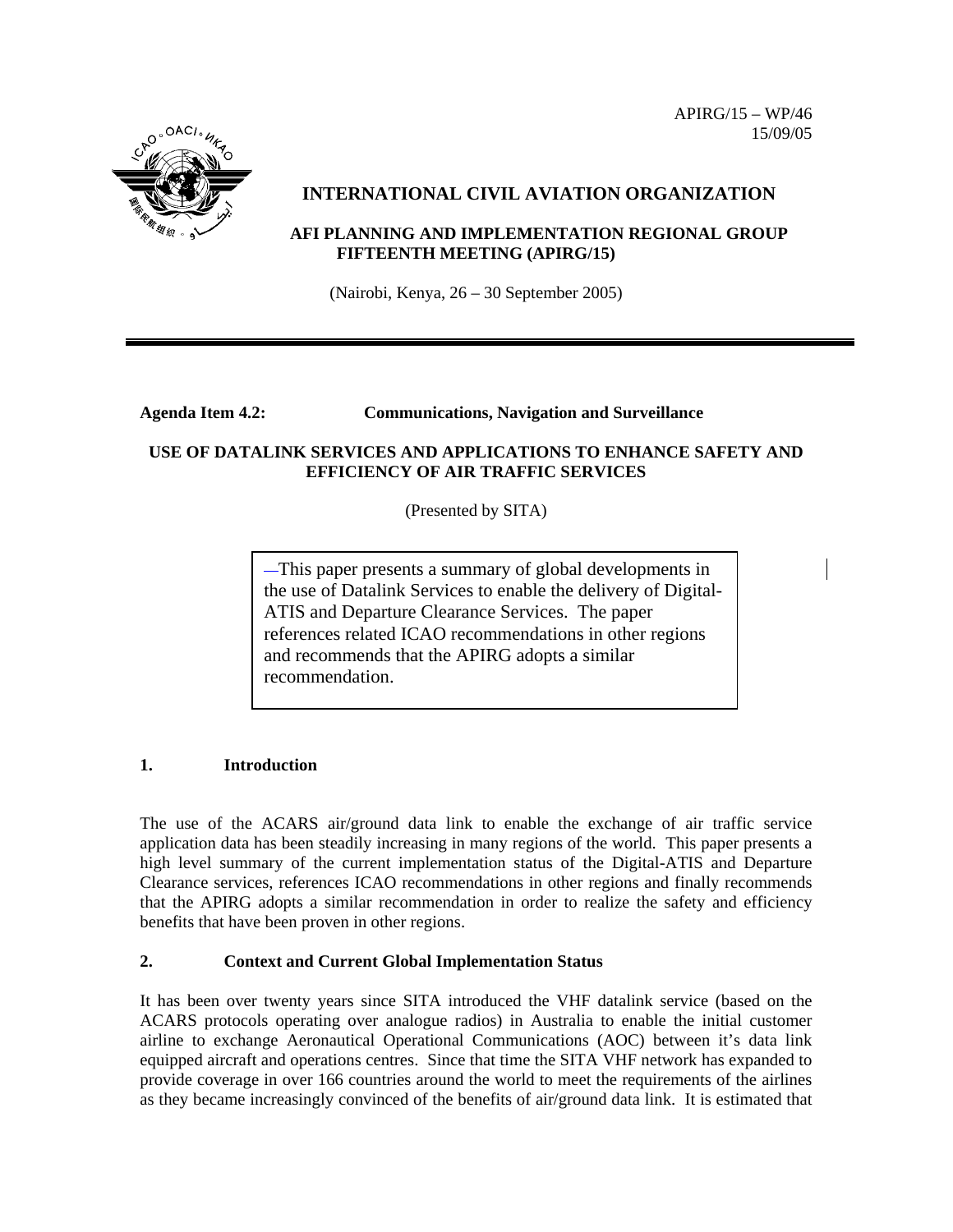APIRG/15 – WP/46
15/09/05

# INTERNATIONAL CIVIL AVIATION ORGANIZATION

## AFI PLANNING AND IMPLEMENTATION REGIONAL GROUP FIFTEENTH MEETING (APIRG/15)

(Nairobi, Kenya, 26 – 30 September 2005)

---

**Agenda Item 4.2: Communications, Navigation and Surveillance**

**USE OF DATALINK SERVICES AND APPLICATIONS TO ENHANCE SAFETY AND EFFICIENCY OF AIR TRAFFIC SERVICES**

(Presented by SITA)

> —This paper presents a summary of global developments in the use of Datalink Services to enable the delivery of Digital-ATIS and Departure Clearance Services. The paper references related ICAO recommendations in other regions and recommends that the APIRG adopts a similar recommendation.

### 1. Introduction

The use of the ACARS air/ground data link to enable the exchange of air traffic service application data has been steadily increasing in many regions of the world. This paper presents a high level summary of the current implementation status of the Digital-ATIS and Departure Clearance services, references ICAO recommendations in other regions and finally recommends that the APIRG adopts a similar recommendation in order to realize the safety and efficiency benefits that have been proven in other regions.

### 2. Context and Current Global Implementation Status

It has been over twenty years since SITA introduced the VHF datalink service (based on the ACARS protocols operating over analogue radios) in Australia to enable the initial customer airline to exchange Aeronautical Operational Communications (AOC) between it's data link equipped aircraft and operations centres. Since that time the SITA VHF network has expanded to provide coverage in over 166 countries around the world to meet the requirements of the airlines as they became increasingly convinced of the benefits of air/ground data link. It is estimated that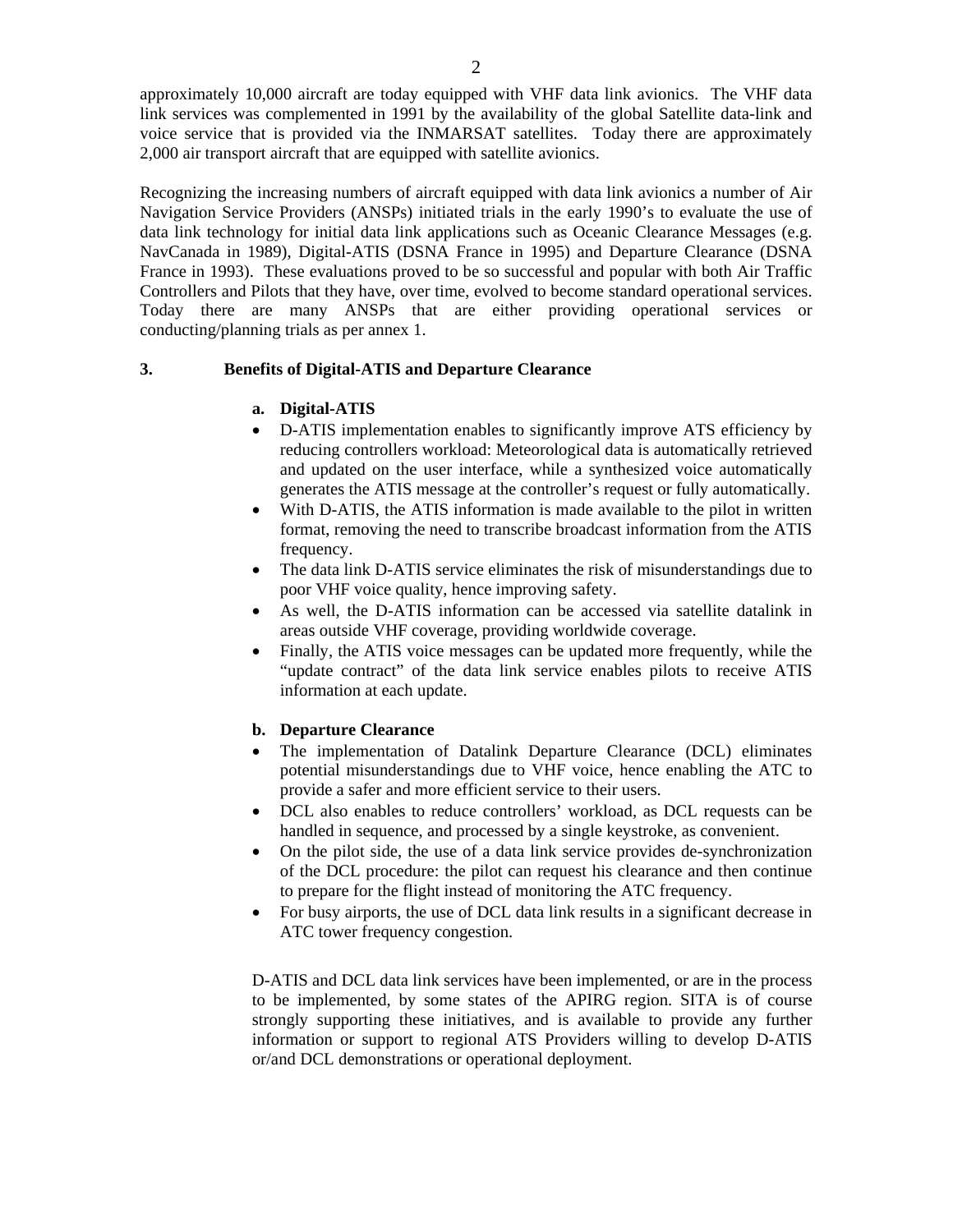approximately 10,000 aircraft are today equipped with VHF data link avionics. The VHF data link services was complemented in 1991 by the availability of the global Satellite data-link and voice service that is provided via the INMARSAT satellites. Today there are approximately 2,000 air transport aircraft that are equipped with satellite avionics.

Recognizing the increasing numbers of aircraft equipped with data link avionics a number of Air Navigation Service Providers (ANSPs) initiated trials in the early 1990's to evaluate the use of data link technology for initial data link applications such as Oceanic Clearance Messages (e.g. NavCanada in 1989), Digital-ATIS (DSNA France in 1995) and Departure Clearance (DSNA France in 1993). These evaluations proved to be so successful and popular with both Air Traffic Controllers and Pilots that they have, over time, evolved to become standard operational services. Today there are many ANSPs that are either providing operational services or conducting/planning trials as per annex 1.

## 3. Benefits of Digital-ATIS and Departure Clearance

### a. Digital-ATIS

- D-ATIS implementation enables to significantly improve ATS efficiency by reducing controllers workload: Meteorological data is automatically retrieved and updated on the user interface, while a synthesized voice automatically generates the ATIS message at the controller's request or fully automatically.
- With D-ATIS, the ATIS information is made available to the pilot in written format, removing the need to transcribe broadcast information from the ATIS frequency.
- The data link D-ATIS service eliminates the risk of misunderstandings due to poor VHF voice quality, hence improving safety.
- As well, the D-ATIS information can be accessed via satellite datalink in areas outside VHF coverage, providing worldwide coverage.
- Finally, the ATIS voice messages can be updated more frequently, while the "update contract" of the data link service enables pilots to receive ATIS information at each update.

### b. Departure Clearance

- The implementation of Datalink Departure Clearance (DCL) eliminates potential misunderstandings due to VHF voice, hence enabling the ATC to provide a safer and more efficient service to their users.
- DCL also enables to reduce controllers' workload, as DCL requests can be handled in sequence, and processed by a single keystroke, as convenient.
- On the pilot side, the use of a data link service provides de-synchronization of the DCL procedure: the pilot can request his clearance and then continue to prepare for the flight instead of monitoring the ATC frequency.
- For busy airports, the use of DCL data link results in a significant decrease in ATC tower frequency congestion.

D-ATIS and DCL data link services have been implemented, or are in the process to be implemented, by some states of the APIRG region. SITA is of course strongly supporting these initiatives, and is available to provide any further information or support to regional ATS Providers willing to develop D-ATIS or/and DCL demonstrations or operational deployment.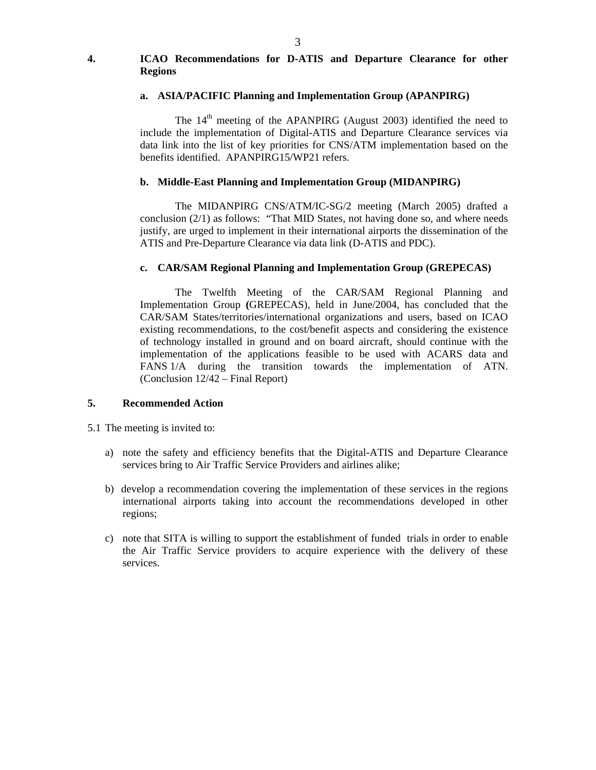## 4. ICAO Recommendations for D-ATIS and Departure Clearance for other Regions

### a. ASIA/PACIFIC Planning and Implementation Group (APANPIRG)

The 14th meeting of the APANPIRG (August 2003) identified the need to include the implementation of Digital-ATIS and Departure Clearance services via data link into the list of key priorities for CNS/ATM implementation based on the benefits identified. APANPIRG15/WP21 refers.

### b. Middle-East Planning and Implementation Group (MIDANPIRG)

The MIDANPIRG CNS/ATM/IC-SG/2 meeting (March 2005) drafted a conclusion (2/1) as follows: "That MID States, not having done so, and where needs justify, are urged to implement in their international airports the dissemination of the ATIS and Pre-Departure Clearance via data link (D-ATIS and PDC).

### c. CAR/SAM Regional Planning and Implementation Group (GREPECAS)

The Twelfth Meeting of the CAR/SAM Regional Planning and Implementation Group **(**GREPECAS), held in June/2004, has concluded that the CAR/SAM States/territories/international organizations and users, based on ICAO existing recommendations, to the cost/benefit aspects and considering the existence of technology installed in ground and on board aircraft, should continue with the implementation of the applications feasible to be used with ACARS data and FANS 1/A during the transition towards the implementation of ATN. (Conclusion 12/42 – Final Report)

## 5. Recommended Action

5.1 The meeting is invited to:

a) note the safety and efficiency benefits that the Digital-ATIS and Departure Clearance services bring to Air Traffic Service Providers and airlines alike;

b) develop a recommendation covering the implementation of these services in the regions international airports taking into account the recommendations developed in other regions;

c) note that SITA is willing to support the establishment of funded trials in order to enable the Air Traffic Service providers to acquire experience with the delivery of these services.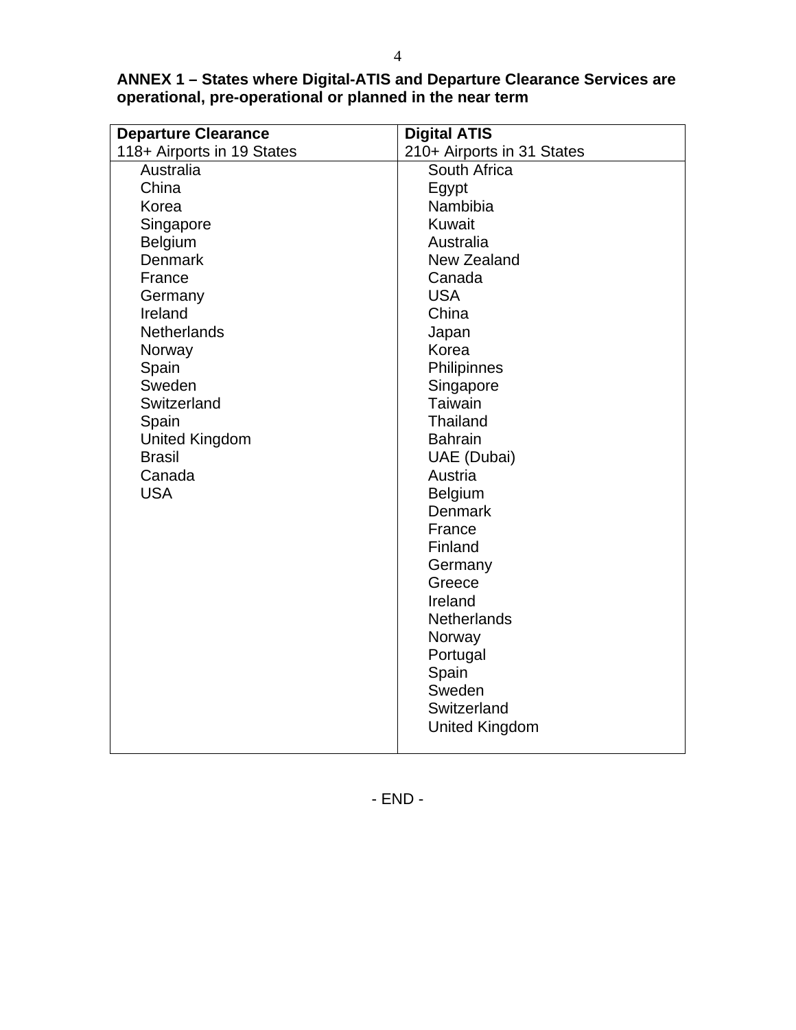**ANNEX 1 – States where Digital-ATIS and Departure Clearance Services are operational, pre-operational or planned in the near term**

| **Departure Clearance**<br>118+ Airports in 19 States | **Digital ATIS**<br>210+ Airports in 31 States |
|---|---|
| Australia | South Africa |
| China | Egypt |
| Korea | Nambibia |
| Singapore | Kuwait |
| Belgium | Australia |
| Denmark | New Zealand |
| France | Canada |
| Germany | USA |
| Ireland | China |
| Netherlands | Japan |
| Norway | Korea |
| Spain | Philipinnes |
| Sweden | Singapore |
| Switzerland | Taiwain |
| Spain | Thailand |
| United Kingdom | Bahrain |
| Brasil | UAE (Dubai) |
| Canada | Austria |
| USA | Belgium |
| | Denmark |
| | France |
| | Finland |
| | Germany |
| | Greece |
| | Ireland |
| | Netherlands |
| | Norway |
| | Portugal |
| | Spain |
| | Sweden |
| | Switzerland |
| | United Kingdom |

- END -